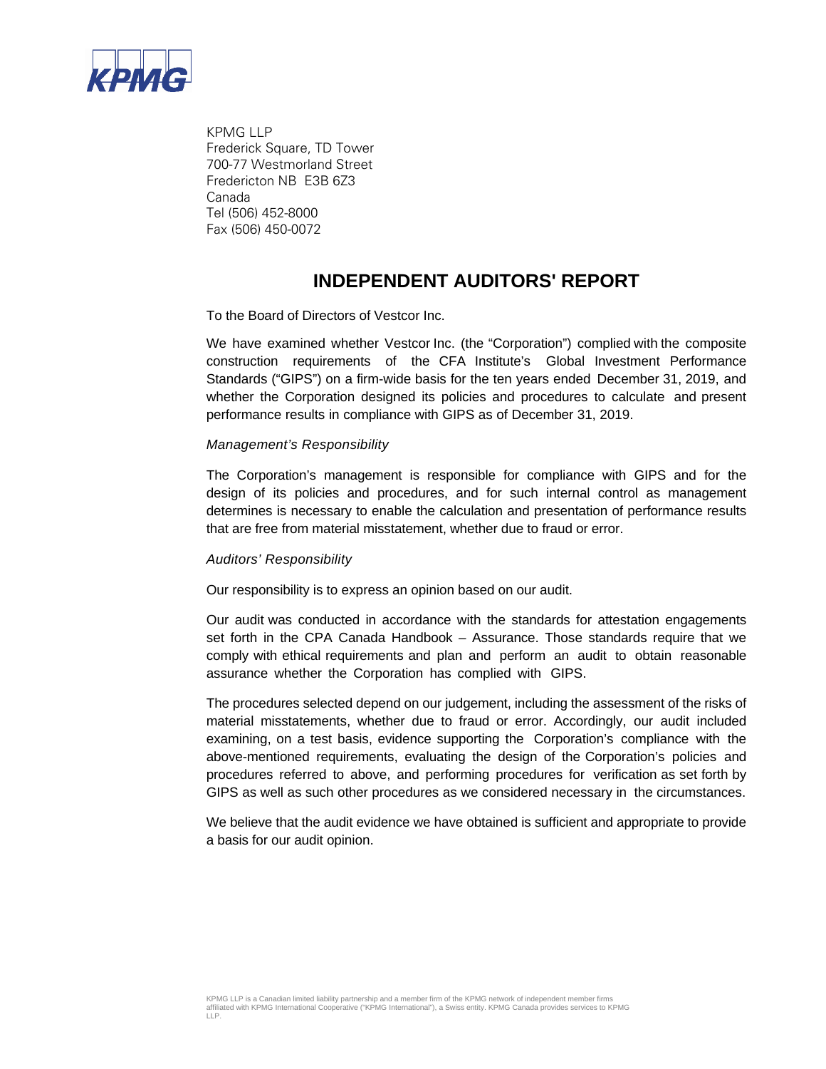KPMG LLP
Frederick Square, TD Tower
700-77 Westmorland Street
Fredericton NB E3B 6Z3
Canada
Tel (506) 452-8000
Fax (506) 450-0072

# INDEPENDENT AUDITORS' REPORT

To the Board of Directors of Vestcor Inc.

We have examined whether Vestcor Inc. (the "Corporation") complied with the composite construction requirements of the CFA Institute's Global Investment Performance Standards ("GIPS") on a firm-wide basis for the ten years ended December 31, 2019, and whether the Corporation designed its policies and procedures to calculate and present performance results in compliance with GIPS as of December 31, 2019.

*Management's Responsibility*

The Corporation's management is responsible for compliance with GIPS and for the design of its policies and procedures, and for such internal control as management determines is necessary to enable the calculation and presentation of performance results that are free from material misstatement, whether due to fraud or error.

*Auditors' Responsibility*

Our responsibility is to express an opinion based on our audit.

Our audit was conducted in accordance with the standards for attestation engagements set forth in the CPA Canada Handbook – Assurance. Those standards require that we comply with ethical requirements and plan and perform an audit to obtain reasonable assurance whether the Corporation has complied with GIPS.

The procedures selected depend on our judgement, including the assessment of the risks of material misstatements, whether due to fraud or error. Accordingly, our audit included examining, on a test basis, evidence supporting the Corporation's compliance with the above-mentioned requirements, evaluating the design of the Corporation's policies and procedures referred to above, and performing procedures for verification as set forth by GIPS as well as such other procedures as we considered necessary in the circumstances.

We believe that the audit evidence we have obtained is sufficient and appropriate to provide a basis for our audit opinion.

KPMG LLP is a Canadian limited liability partnership and a member firm of the KPMG network of independent member firms affiliated with KPMG International Cooperative ("KPMG International"), a Swiss entity. KPMG Canada provides services to KPMG LLP.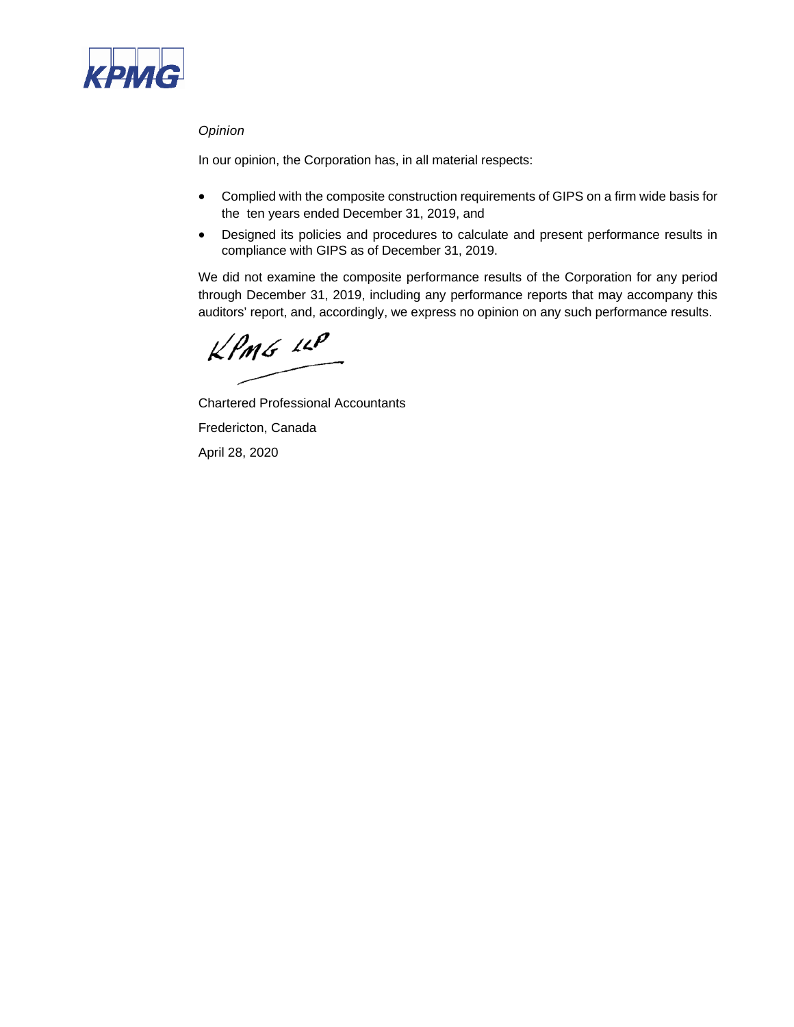*Opinion*

In our opinion, the Corporation has, in all material respects:

- Complied with the composite construction requirements of GIPS on a firm wide basis for the ten years ended December 31, 2019, and
- Designed its policies and procedures to calculate and present performance results in compliance with GIPS as of December 31, 2019.

We did not examine the composite performance results of the Corporation for any period through December 31, 2019, including any performance reports that may accompany this auditors' report, and, accordingly, we express no opinion on any such performance results.

KPMG LLP

Chartered Professional Accountants

Fredericton, Canada

April 28, 2020